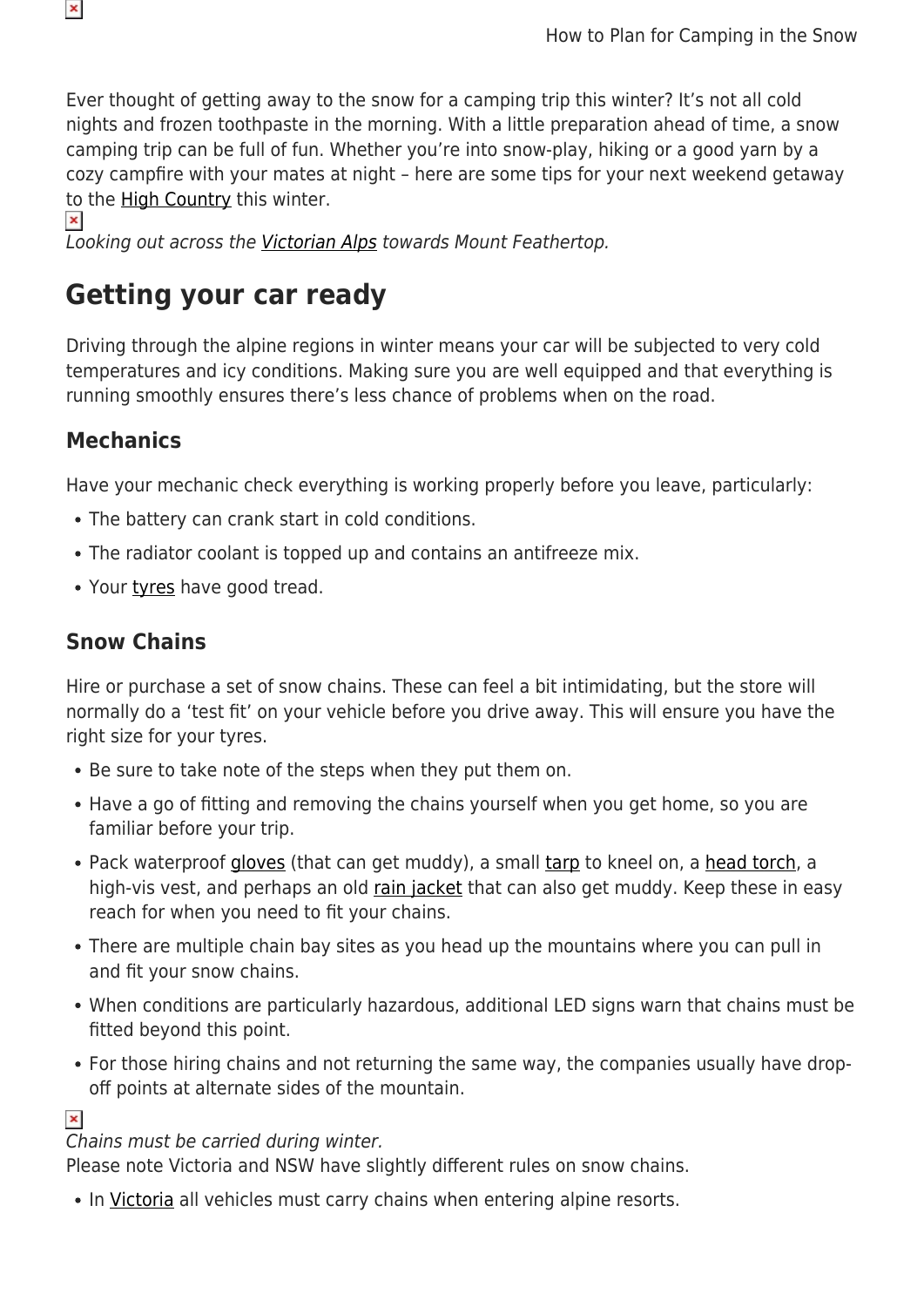Ever thought of getting away to the snow for a camping trip this winter? It's not all cold nights and frozen toothpaste in the morning. With a little preparation ahead of time, a snow camping trip can be full of fun. Whether you're into snow-play, hiking or a good yarn by a cozy campfire with your mates at night – here are some tips for your next weekend getaway to the High Country this winter.

*Looking out across the Victorian Alps towards Mount Feathertop.*

## Getting your car ready

Driving through the alpine regions in winter means your car will be subjected to very cold temperatures and icy conditions. Making sure you are well equipped and that everything is running smoothly ensures there's less chance of problems when on the road.

### Mechanics

Have your mechanic check everything is working properly before you leave, particularly:

- The battery can crank start in cold conditions.
- The radiator coolant is topped up and contains an antifreeze mix.
- Your tyres have good tread.

### Snow Chains

Hire or purchase a set of snow chains. These can feel a bit intimidating, but the store will normally do a 'test fit' on your vehicle before you drive away. This will ensure you have the right size for your tyres.

- Be sure to take note of the steps when they put them on.
- Have a go of fitting and removing the chains yourself when you get home, so you are familiar before your trip.
- Pack waterproof gloves (that can get muddy), a small tarp to kneel on, a head torch, a high-vis vest, and perhaps an old rain jacket that can also get muddy. Keep these in easy reach for when you need to fit your chains.
- There are multiple chain bay sites as you head up the mountains where you can pull in and fit your snow chains.
- When conditions are particularly hazardous, additional LED signs warn that chains must be fitted beyond this point.
- For those hiring chains and not returning the same way, the companies usually have drop-off points at alternate sides of the mountain.

*Chains must be carried during winter.*

Please note Victoria and NSW have slightly different rules on snow chains.

- In Victoria all vehicles must carry chains when entering alpine resorts.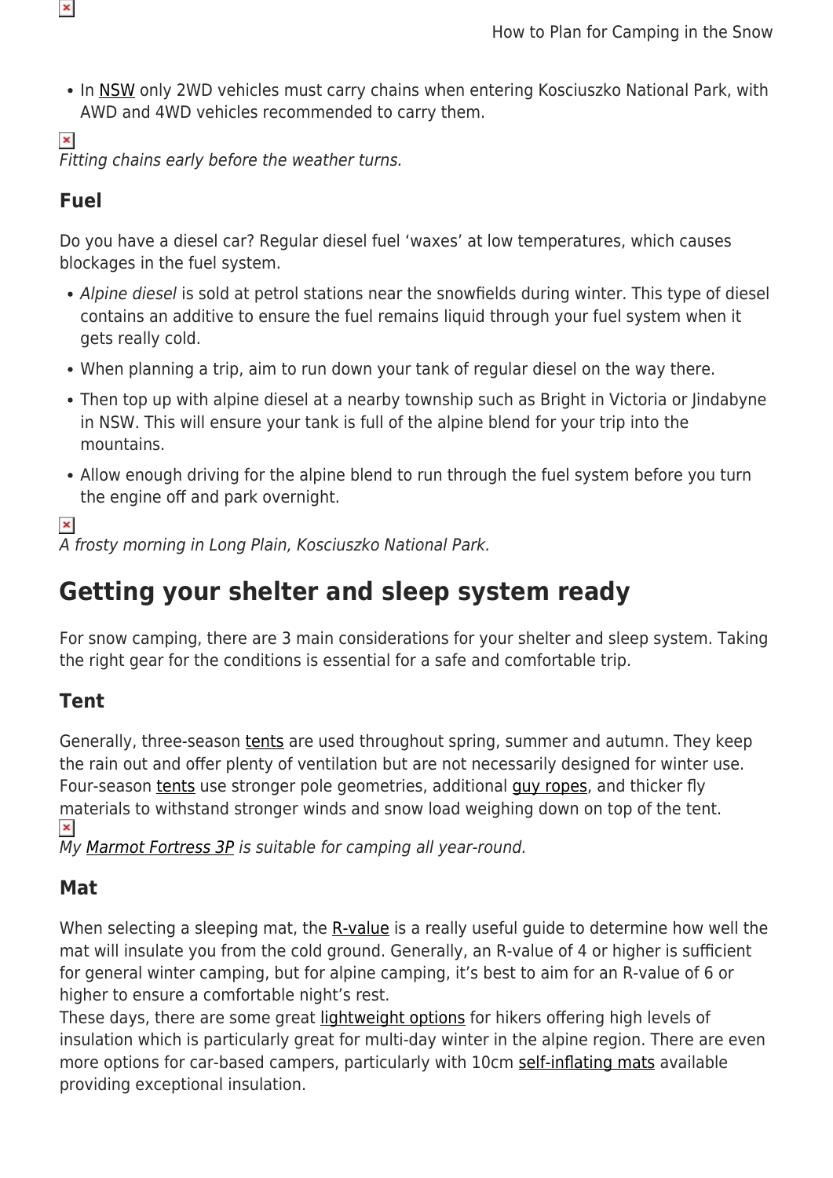- In NSW only 2WD vehicles must carry chains when entering Kosciuszko National Park, with AWD and 4WD vehicles recommended to carry them.

*Fitting chains early before the weather turns.*

### Fuel

Do you have a diesel car? Regular diesel fuel 'waxes' at low temperatures, which causes blockages in the fuel system.

- *Alpine diesel* is sold at petrol stations near the snowfields during winter. This type of diesel contains an additive to ensure the fuel remains liquid through your fuel system when it gets really cold.
- When planning a trip, aim to run down your tank of regular diesel on the way there.
- Then top up with alpine diesel at a nearby township such as Bright in Victoria or Jindabyne in NSW. This will ensure your tank is full of the alpine blend for your trip into the mountains.
- Allow enough driving for the alpine blend to run through the fuel system before you turn the engine off and park overnight.

*A frosty morning in Long Plain, Kosciuszko National Park.*

## Getting your shelter and sleep system ready

For snow camping, there are 3 main considerations for your shelter and sleep system. Taking the right gear for the conditions is essential for a safe and comfortable trip.

### Tent

Generally, three-season tents are used throughout spring, summer and autumn. They keep the rain out and offer plenty of ventilation but are not necessarily designed for winter use. Four-season tents use stronger pole geometries, additional guy ropes, and thicker fly materials to withstand stronger winds and snow load weighing down on top of the tent.

*My Marmot Fortress 3P is suitable for camping all year-round.*

### Mat

When selecting a sleeping mat, the R-value is a really useful guide to determine how well the mat will insulate you from the cold ground. Generally, an R-value of 4 or higher is sufficient for general winter camping, but for alpine camping, it's best to aim for an R-value of 6 or higher to ensure a comfortable night's rest.
These days, there are some great lightweight options for hikers offering high levels of insulation which is particularly great for multi-day winter in the alpine region. There are even more options for car-based campers, particularly with 10cm self-inflating mats available providing exceptional insulation.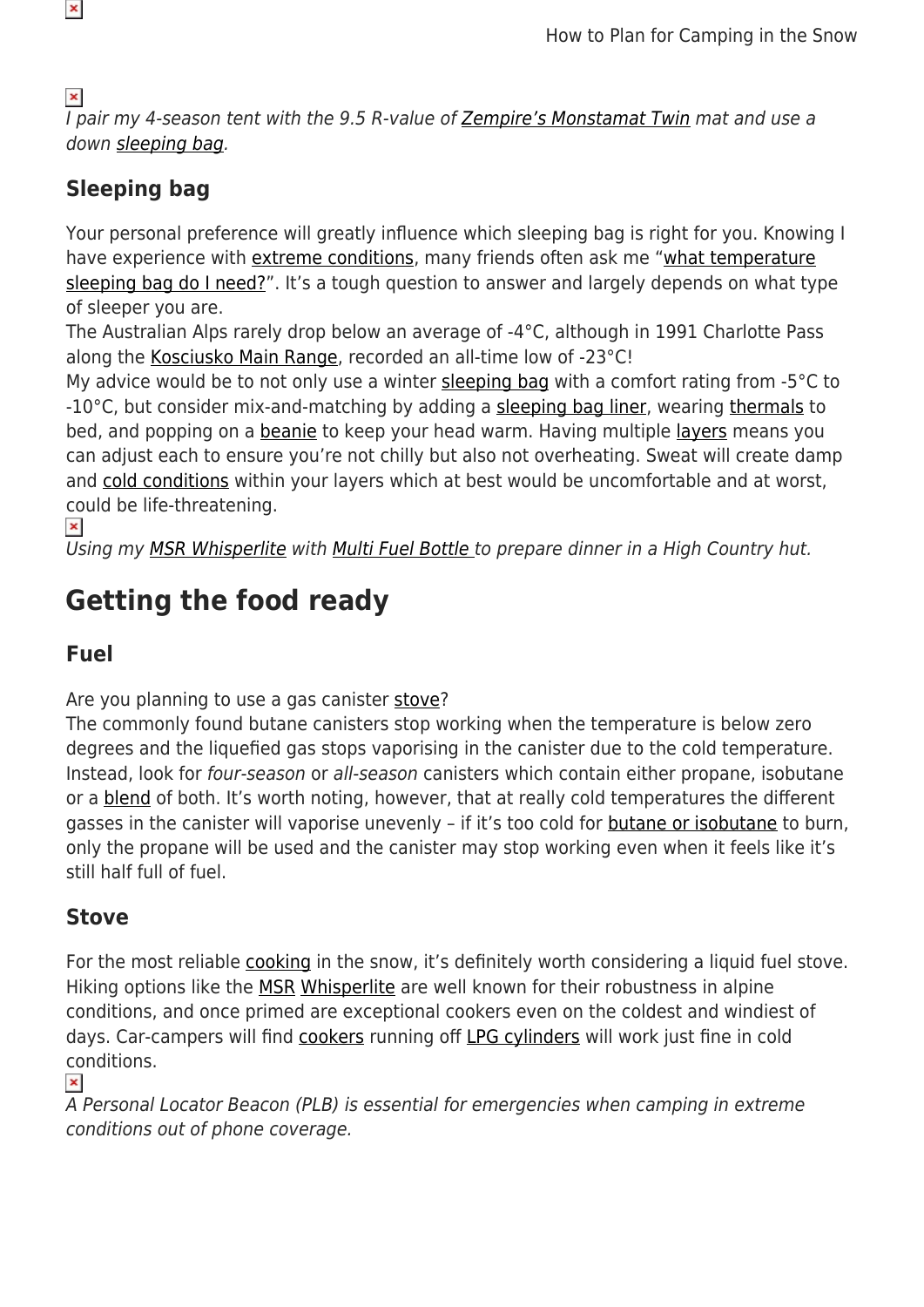*I pair my 4-season tent with the 9.5 R-value of Zempire's Monstamat Twin mat and use a down sleeping bag.*

### Sleeping bag

Your personal preference will greatly influence which sleeping bag is right for you. Knowing I have experience with extreme conditions, many friends often ask me "what temperature sleeping bag do I need?". It's a tough question to answer and largely depends on what type of sleeper you are.
The Australian Alps rarely drop below an average of -4°C, although in 1991 Charlotte Pass along the Kosciusko Main Range, recorded an all-time low of -23°C!
My advice would be to not only use a winter sleeping bag with a comfort rating from -5°C to -10°C, but consider mix-and-matching by adding a sleeping bag liner, wearing thermals to bed, and popping on a beanie to keep your head warm. Having multiple layers means you can adjust each to ensure you're not chilly but also not overheating. Sweat will create damp and cold conditions within your layers which at best would be uncomfortable and at worst, could be life-threatening.

*Using my MSR Whisperlite with Multi Fuel Bottle to prepare dinner in a High Country hut.*

## Getting the food ready

### Fuel

Are you planning to use a gas canister stove?
The commonly found butane canisters stop working when the temperature is below zero degrees and the liquefied gas stops vaporising in the canister due to the cold temperature. Instead, look for *four-season* or *all-season* canisters which contain either propane, isobutane or a blend of both. It's worth noting, however, that at really cold temperatures the different gasses in the canister will vaporise unevenly – if it's too cold for butane or isobutane to burn, only the propane will be used and the canister may stop working even when it feels like it's still half full of fuel.

### Stove

For the most reliable cooking in the snow, it's definitely worth considering a liquid fuel stove. Hiking options like the MSR Whisperlite are well known for their robustness in alpine conditions, and once primed are exceptional cookers even on the coldest and windiest of days. Car-campers will find cookers running off LPG cylinders will work just fine in cold conditions.

*A Personal Locator Beacon (PLB) is essential for emergencies when camping in extreme conditions out of phone coverage.*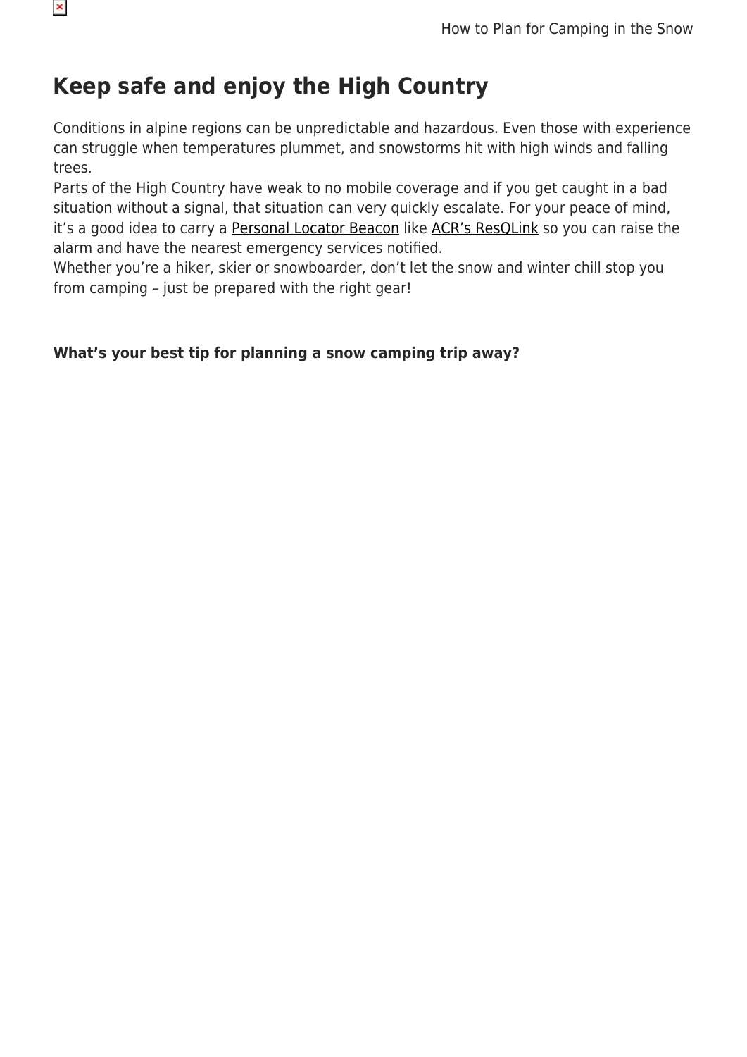## Keep safe and enjoy the High Country

Conditions in alpine regions can be unpredictable and hazardous. Even those with experience can struggle when temperatures plummet, and snowstorms hit with high winds and falling trees.

Parts of the High Country have weak to no mobile coverage and if you get caught in a bad situation without a signal, that situation can very quickly escalate. For your peace of mind, it's a good idea to carry a Personal Locator Beacon like ACR's ResQLink so you can raise the alarm and have the nearest emergency services notified.

Whether you're a hiker, skier or snowboarder, don't let the snow and winter chill stop you from camping – just be prepared with the right gear!

**What's your best tip for planning a snow camping trip away?**